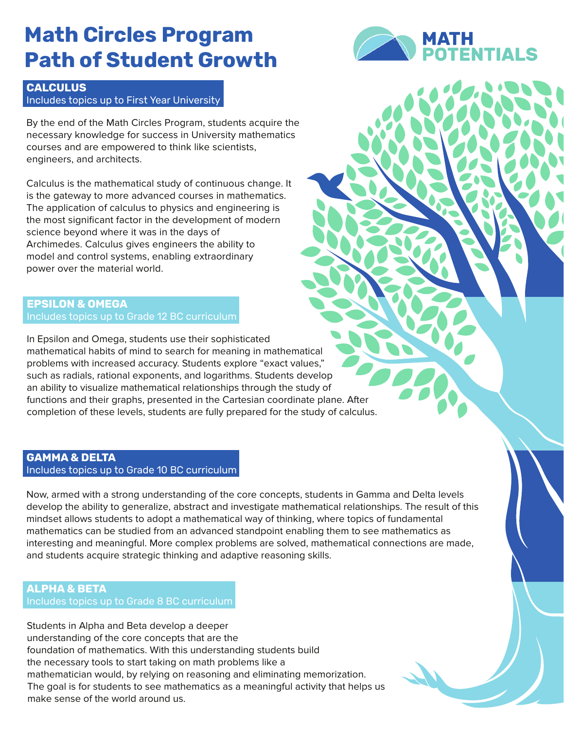# Math Circles Program Path of Student Growth

MATH POTENTIALS

## CALCULUS

Includes topics up to First Year University

By the end of the Math Circles Program, students acquire the necessary knowledge for success in University mathematics courses and are empowered to think like scientists, engineers, and architects.

Calculus is the mathematical study of continuous change. It is the gateway to more advanced courses in mathematics. The application of calculus to physics and engineering is the most significant factor in the development of modern science beyond where it was in the days of Archimedes. Calculus gives engineers the ability to model and control systems, enabling extraordinary power over the material world.

## EPSILON & OMEGA

Includes topics up to Grade 12 BC curriculum

In Epsilon and Omega, students use their sophisticated mathematical habits of mind to search for meaning in mathematical problems with increased accuracy. Students explore "exact values," such as radials, rational exponents, and logarithms. Students develop an ability to visualize mathematical relationships through the study of functions and their graphs, presented in the Cartesian coordinate plane. After completion of these levels, students are fully prepared for the study of calculus.

## GAMMA & DELTA

Includes topics up to Grade 10 BC curriculum

Now, armed with a strong understanding of the core concepts, students in Gamma and Delta levels develop the ability to generalize, abstract and investigate mathematical relationships. The result of this mindset allows students to adopt a mathematical way of thinking, where topics of fundamental mathematics can be studied from an advanced standpoint enabling them to see mathematics as interesting and meaningful. More complex problems are solved, mathematical connections are made, and students acquire strategic thinking and adaptive reasoning skills.

## ALPHA & BETA

Includes topics up to Grade 8 BC curriculum

Students in Alpha and Beta develop a deeper understanding of the core concepts that are the foundation of mathematics. With this understanding students build the necessary tools to start taking on math problems like a mathematician would, by relying on reasoning and eliminating memorization. The goal is for students to see mathematics as a meaningful activity that helps us make sense of the world around us.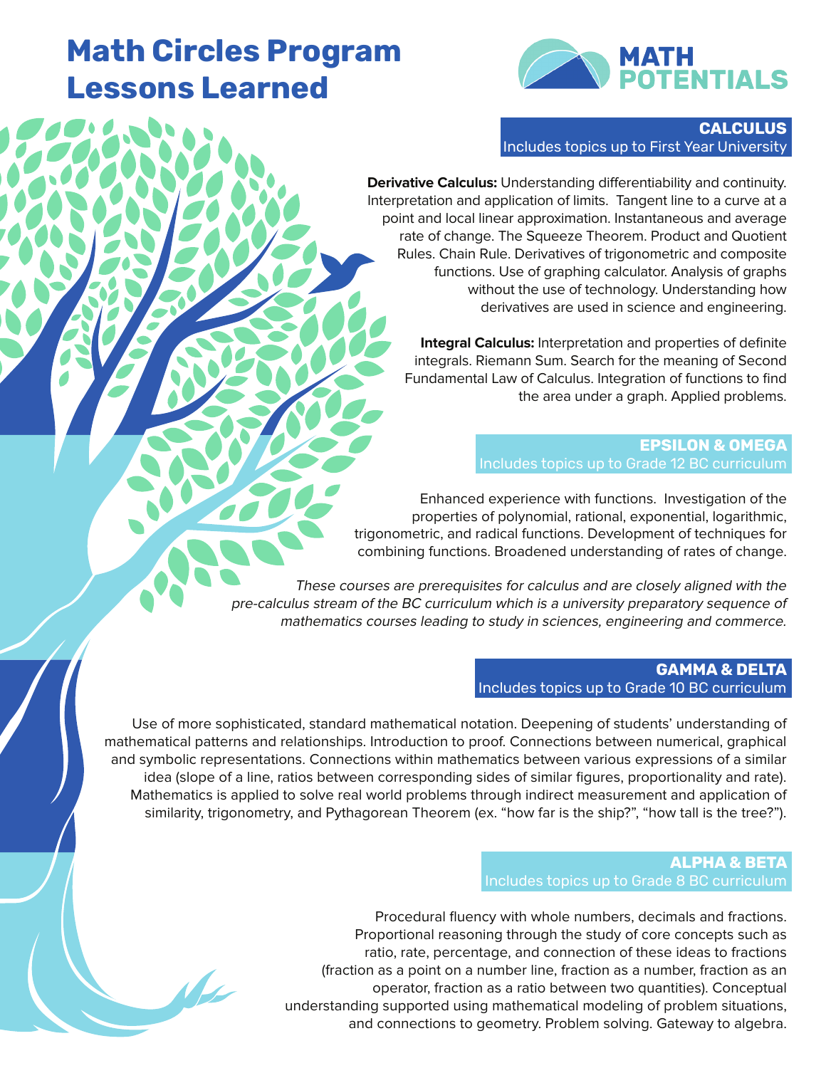# Math Circles Program Lessons Learned

MATH POTENTIALS

## CALCULUS

Includes topics up to First Year University

**Derivative Calculus:** Understanding differentiability and continuity. Interpretation and application of limits. Tangent line to a curve at a point and local linear approximation. Instantaneous and average rate of change. The Squeeze Theorem. Product and Quotient Rules. Chain Rule. Derivatives of trigonometric and composite functions. Use of graphing calculator. Analysis of graphs without the use of technology. Understanding how derivatives are used in science and engineering.

**Integral Calculus:** Interpretation and properties of definite integrals. Riemann Sum. Search for the meaning of Second Fundamental Law of Calculus. Integration of functions to find the area under a graph. Applied problems.

## EPSILON & OMEGA

Includes topics up to Grade 12 BC curriculum

Enhanced experience with functions. Investigation of the properties of polynomial, rational, exponential, logarithmic, trigonometric, and radical functions. Development of techniques for combining functions. Broadened understanding of rates of change.

*These courses are prerequisites for calculus and are closely aligned with the pre-calculus stream of the BC curriculum which is a university preparatory sequence of mathematics courses leading to study in sciences, engineering and commerce.*

## GAMMA & DELTA

Includes topics up to Grade 10 BC curriculum

Use of more sophisticated, standard mathematical notation. Deepening of students' understanding of mathematical patterns and relationships. Introduction to proof. Connections between numerical, graphical and symbolic representations. Connections within mathematics between various expressions of a similar idea (slope of a line, ratios between corresponding sides of similar figures, proportionality and rate). Mathematics is applied to solve real world problems through indirect measurement and application of similarity, trigonometry, and Pythagorean Theorem (ex. "how far is the ship?", "how tall is the tree?").

## ALPHA & BETA

Includes topics up to Grade 8 BC curriculum

Procedural fluency with whole numbers, decimals and fractions. Proportional reasoning through the study of core concepts such as ratio, rate, percentage, and connection of these ideas to fractions (fraction as a point on a number line, fraction as a number, fraction as an operator, fraction as a ratio between two quantities). Conceptual understanding supported using mathematical modeling of problem situations, and connections to geometry. Problem solving. Gateway to algebra.